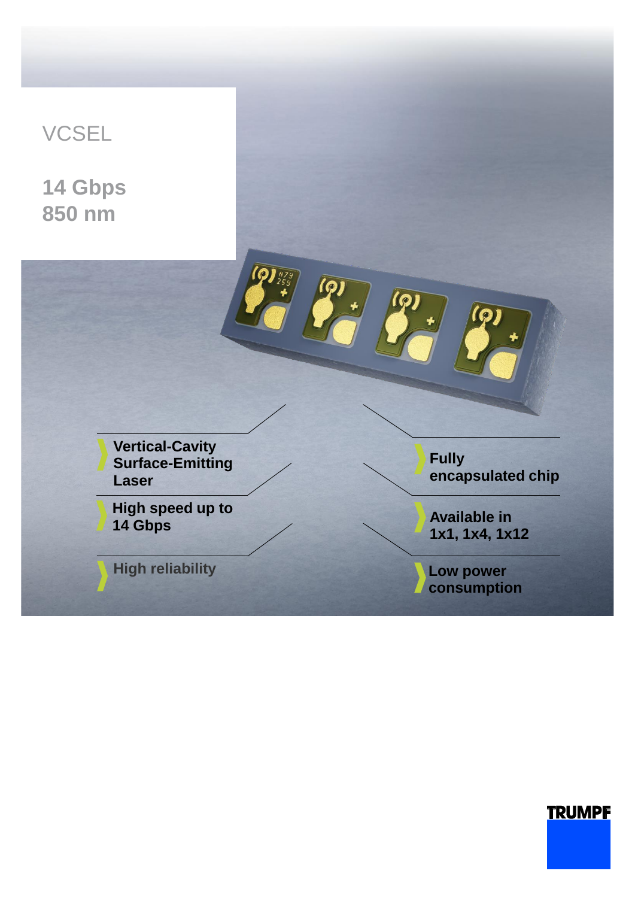# VCSEL

## 14 Gbps
## 850 nm

- Vertical-Cavity Surface-Emitting Laser
- High speed up to 14 Gbps
- High reliability
- Fully encapsulated chip
- Available in 1x1, 1x4, 1x12
- Low power consumption

TRUMPF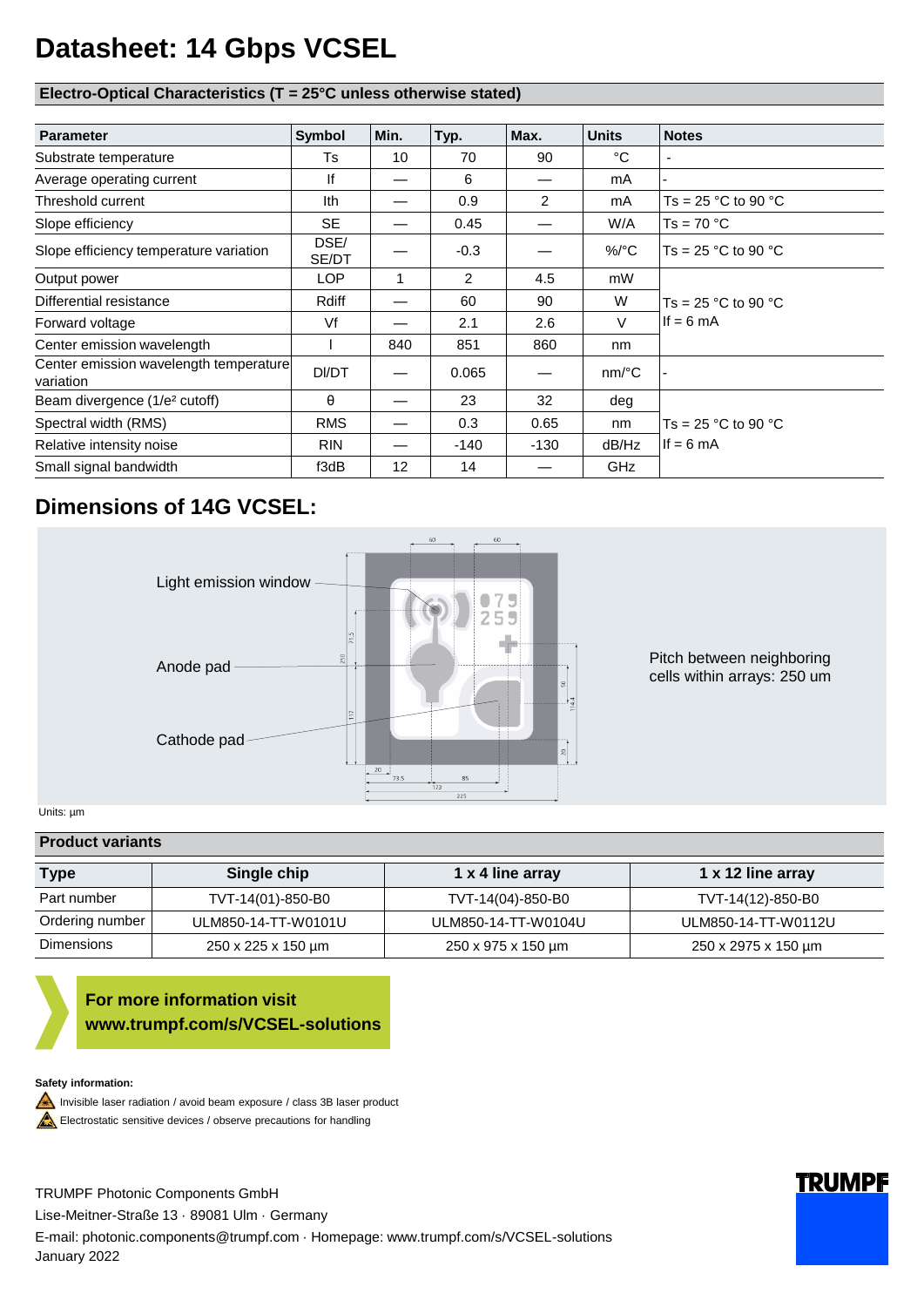# Datasheet: 14 Gbps VCSEL

## Electro-Optical Characteristics (T = 25°C unless otherwise stated)

| Parameter | Symbol | Min. | Typ. | Max. | Units | Notes |
|---|---|---|---|---|---|---|
| Substrate temperature | Ts | 10 | 70 | 90 | °C | - |
| Average operating current | If | — | 6 | — | mA | - |
| Threshold current | Ith | — | 0.9 | 2 | mA | Ts = 25 °C to 90 °C |
| Slope efficiency | SE | — | 0.45 | — | W/A | Ts = 70 °C |
| Slope efficiency temperature variation | DSE/SE/DT | — | -0.3 | — | %/°C | Ts = 25 °C to 90 °C |
| Output power | LOP | 1 | 2 | 4.5 | mW | Ts = 25 °C to 90 °C If = 6 mA |
| Differential resistance | Rdiff | — | 60 | 90 | W | |
| Forward voltage | Vf | — | 2.1 | 2.6 | V | |
| Center emission wavelength | l | 840 | 851 | 860 | nm | |
| Center emission wavelength temperature variation | Dl/DT | — | 0.065 | — | nm/°C | - |
| Beam divergence (1/e² cutoff) | θ | — | 23 | 32 | deg | Ts = 25 °C to 90 °C If = 6 mA |
| Spectral width (RMS) | RMS | — | 0.3 | 0.65 | nm | |
| Relative intensity noise | RIN | — | -140 | -130 | dB/Hz | |
| Small signal bandwidth | f3dB | 12 | 14 | — | GHz | |

## Dimensions of 14G VCSEL:

Light emission window

Anode pad

Cathode pad

Pitch between neighboring cells within arrays: 250 um

Units: µm

## Product variants

| Type | Single chip | 1 x 4 line array | 1 x 12 line array |
|---|---|---|---|
| Part number | TVT-14(01)-850-B0 | TVT-14(04)-850-B0 | TVT-14(12)-850-B0 |
| Ordering number | ULM850-14-TT-W0101U | ULM850-14-TT-W0104U | ULM850-14-TT-W0112U |
| Dimensions | 250 x 225 x 150 µm | 250 x 975 x 150 µm | 250 x 2975 x 150 µm |

**For more information visit www.trumpf.com/s/VCSEL-solutions**

**Safety information:**

Invisible laser radiation / avoid beam exposure / class 3B laser product

Electrostatic sensitive devices / observe precautions for handling

TRUMPF Photonic Components GmbH
Lise-Meitner-Straße 13 · 89081 Ulm · Germany
E-mail: photonic.components@trumpf.com · Homepage: www.trumpf.com/s/VCSEL-solutions
January 2022

TRUMPF